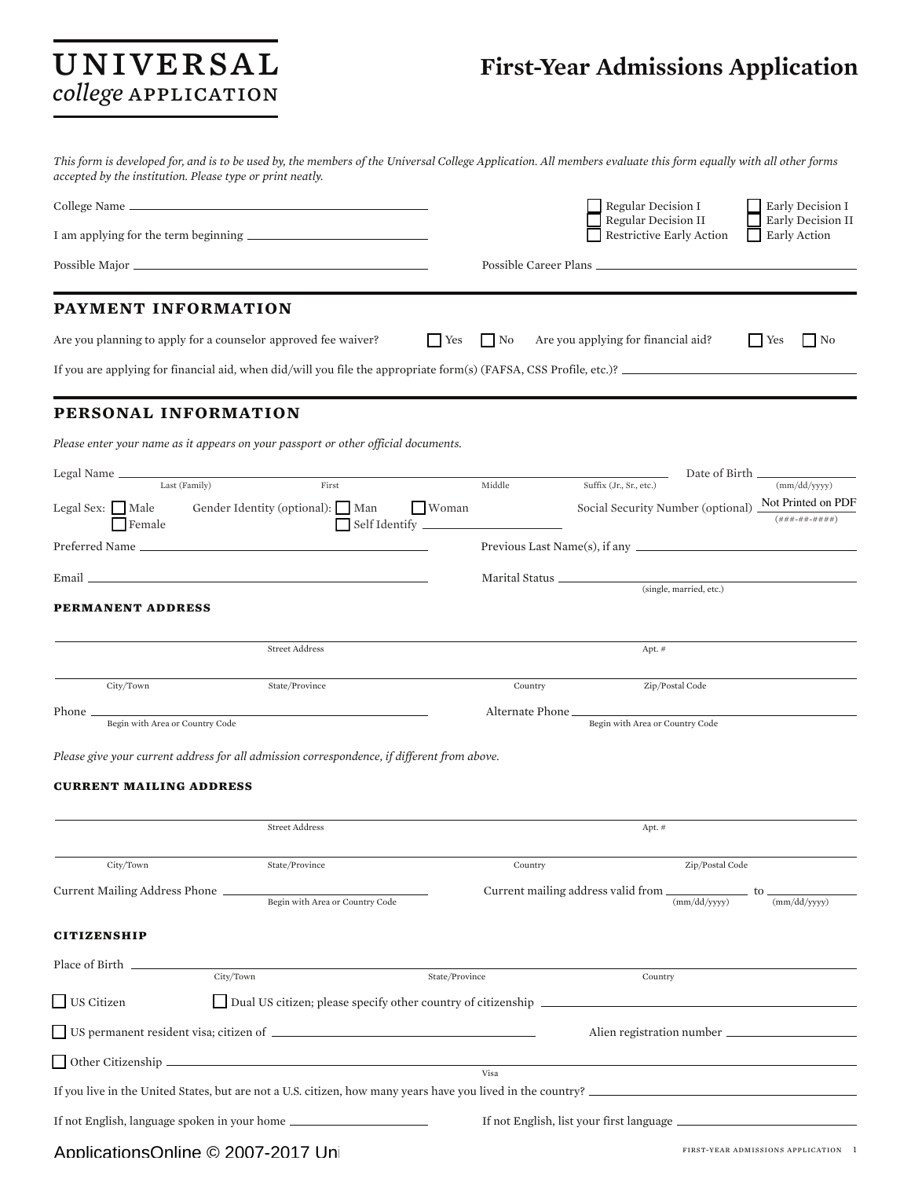**UNIVERSAL**
*college* **APPLICATION**

# First-Year Admissions Application

*This form is developed for, and is to be used by, the members of the Universal College Application. All members evaluate this form equally with all other forms accepted by the institution. Please type or print neatly.*

College Name ______________________

I am applying for the term beginning ______________________

- ☐ Regular Decision I
- ☐ Regular Decision II
- ☐ Restrictive Early Action
- ☐ Early Decision I
- ☐ Early Decision II
- ☐ Early Action

Possible Major ______________________ Possible Career Plans ______________________

## PAYMENT INFORMATION

Are you planning to apply for a counselor approved fee waiver? ☐ Yes ☐ No

Are you applying for financial aid? ☐ Yes ☐ No

If you are applying for financial aid, when did/will you file the appropriate form(s) (FAFSA, CSS Profile, etc.)? ______________________

## PERSONAL INFORMATION

*Please enter your name as it appears on your passport or other official documents.*

Legal Name ______________________ (Last (Family) / First / Middle / Suffix (Jr., Sr., etc.))

Date of Birth ______________________ (mm/dd/yyyy)

Legal Sex: ☐ Male ☐ Female

Gender Identity (optional): ☐ Man ☐ Woman ☐ Self Identify ______________________

Social Security Number (optional) Not Printed on PDF (###-##-####)

Preferred Name ______________________

Previous Last Name(s), if any ______________________

Email ______________________

Marital Status ______________________ (single, married, etc.)

### PERMANENT ADDRESS

______________________ (Street Address / Apt. #)

______________________ (City/Town / State/Province / Country / Zip/Postal Code)

Phone ______________________ (Begin with Area or Country Code)

Alternate Phone ______________________ (Begin with Area or Country Code)

*Please give your current address for all admission correspondence, if different from above.*

### CURRENT MAILING ADDRESS

______________________ (Street Address / Apt. #)

______________________ (City/Town / State/Province / Country / Zip/Postal Code)

Current Mailing Address Phone ______________________ (Begin with Area or Country Code)

Current mailing address valid from ______________________ (mm/dd/yyyy) to ______________________ (mm/dd/yyyy)

### CITIZENSHIP

Place of Birth ______________________ (City/Town / State/Province / Country)

☐ US Citizen

☐ Dual US citizen; please specify other country of citizenship ______________________

☐ US permanent resident visa; citizen of ______________________

Alien registration number ______________________

☐ Other Citizenship ______________________ Visa ______________________

If you live in the United States, but are not a U.S. citizen, how many years have you lived in the country? ______________________

If not English, language spoken in your home ______________________

If not English, list your first language ______________________

ApplicationsOnline © 2007-2017 Uni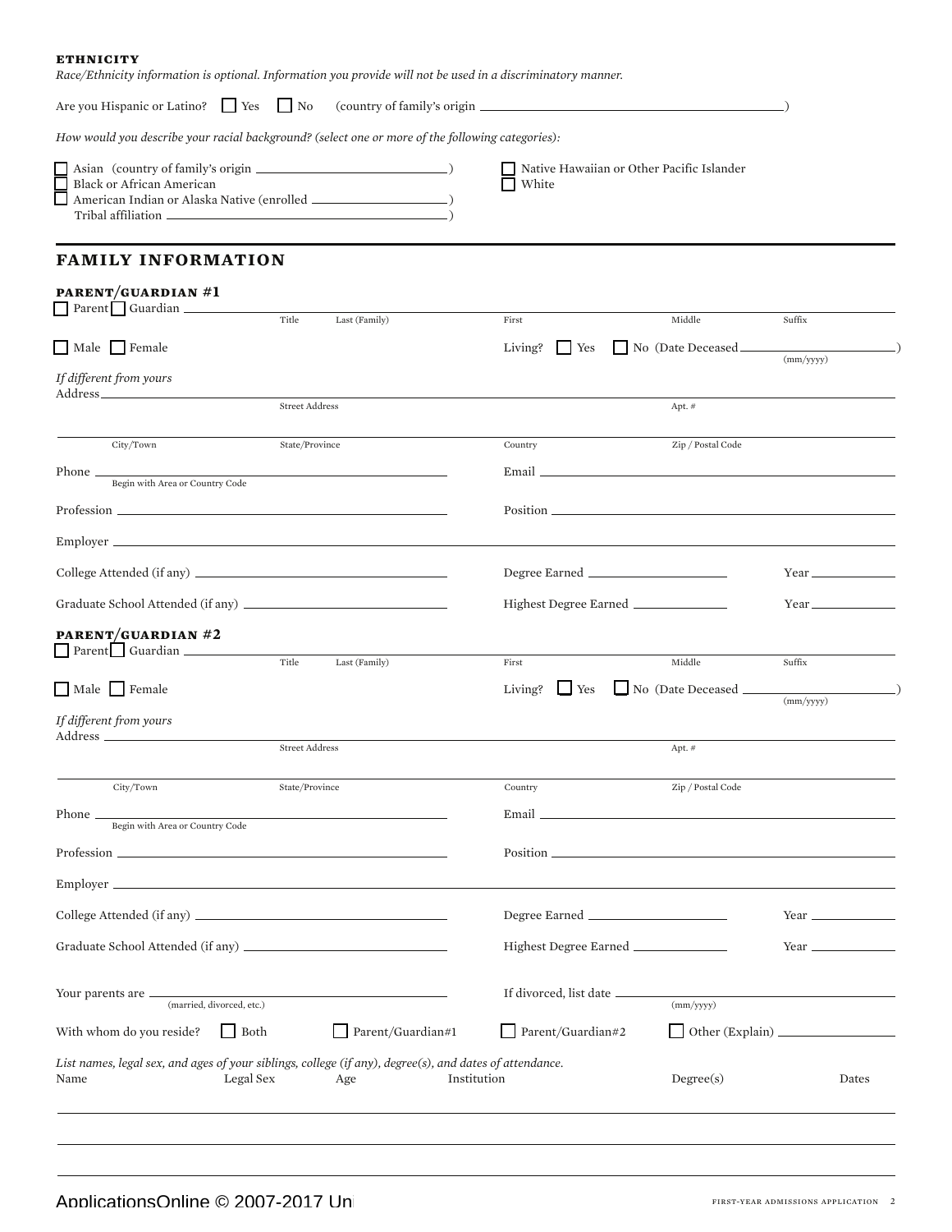### ETHNICITY

*Race/Ethnicity information is optional. Information you provide will not be used in a discriminatory manner.*

Are you Hispanic or Latino? ☐ Yes ☐ No (country of family's origin ______________________________)

*How would you describe your racial background? (select one or more of the following categories):*

☐ Asian (country of family's origin ______________________)
☐ Black or African American
☐ American Indian or Alaska Native (enrolled ______________)
Tribal affiliation ______________________________)

☐ Native Hawaiian or Other Pacific Islander
☐ White

## FAMILY INFORMATION

### PARENT/GUARDIAN #1

☐ Parent ☐ Guardian ______________________________________________________________

Title | Last (Family) | First | Middle | Suffix

☐ Male ☐ Female

Living? ☐ Yes ☐ No (Date Deceased ______________ (mm/yyyy))

*If different from yours*

Address ______________________________________________________________

Street Address | Apt. #

______________________________________________________________

City/Town | State/Province | Country | Zip / Postal Code

Phone ______________________ (Begin with Area or Country Code)

Email ______________________

Profession ______________________

Position ______________________

Employer ______________________________________________

College Attended (if any) ______________________

Degree Earned ______________ Year ________

Graduate School Attended (if any) ______________________

Highest Degree Earned ______________ Year ________

### PARENT/GUARDIAN #2

☐ Parent ☐ Guardian ______________________________________________________________

Title | Last (Family) | First | Middle | Suffix

☐ Male ☐ Female

Living? ☐ Yes ☐ No (Date Deceased ______________ (mm/yyyy))

*If different from yours*

Address ______________________________________________________________

Street Address | Apt. #

______________________________________________________________

City/Town | State/Province | Country | Zip / Postal Code

Phone ______________________ (Begin with Area or Country Code)

Email ______________________

Profession ______________________

Position ______________________

Employer ______________________________________________

College Attended (if any) ______________________

Degree Earned ______________ Year ________

Graduate School Attended (if any) ______________________

Highest Degree Earned ______________ Year ________

Your parents are ______________________ (married, divorced, etc.)

If divorced, list date ______________ (mm/yyyy)

With whom do you reside? ☐ Both ☐ Parent/Guardian#1 ☐ Parent/Guardian#2 ☐ Other (Explain) ______________

*List names, legal sex, and ages of your siblings, college (if any), degree(s), and dates of attendance.*

| Name | Legal Sex | Age | Institution | Degree(s) | Dates |
|---|---|---|---|---|---|
| | | | | | |
| | | | | | |
| | | | | | |

ApplicationsOnline © 2007-2017 Un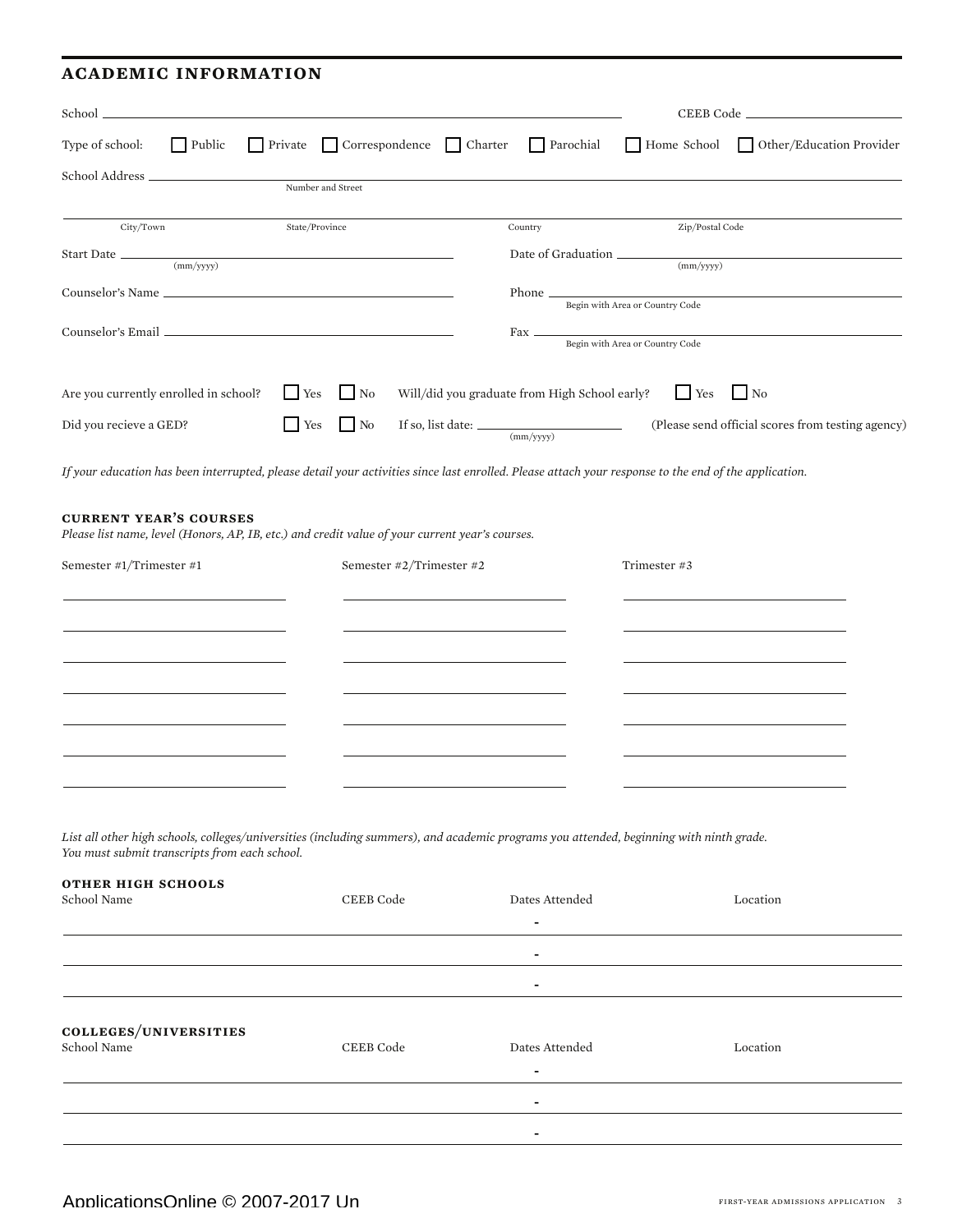## ACADEMIC INFORMATION

School ________________________________________ CEEB Code ________________

Type of school: ☐ Public ☐ Private ☐ Correspondence ☐ Charter ☐ Parochial ☐ Home School ☐ Other/Education Provider

School Address ________________________________________
Number and Street

________________________________________
City/Town State/Province Country Zip/Postal Code

Start Date ________________ (mm/yyyy) Date of Graduation ________________ (mm/yyyy)

Counselor's Name ________________ Phone ________________ Begin with Area or Country Code

Counselor's Email ________________ Fax ________________ Begin with Area or Country Code

Are you currently enrolled in school? ☐ Yes ☐ No Will/did you graduate from High School early? ☐ Yes ☐ No

Did you recieve a GED? ☐ Yes ☐ No If so, list date: ________________ (mm/yyyy) (Please send official scores from testing agency)

*If your education has been interrupted, please detail your activities since last enrolled. Please attach your response to the end of the application.*

### CURRENT YEAR'S COURSES

*Please list name, level (Honors, AP, IB, etc.) and credit value of your current year's courses.*

| Semester #1/Trimester #1 | Semester #2/Trimester #2 | Trimester #3 |
|---|---|---|
| | | |
| | | |
| | | |
| | | |
| | | |
| | | |
| | | |

*List all other high schools, colleges/universities (including summers), and academic programs you attended, beginning with ninth grade. You must submit transcripts from each school.*

### OTHER HIGH SCHOOLS

| School Name | CEEB Code | Dates Attended | Location |
|---|---|---|---|
| | | - | |
| | | - | |
| | | - | |

### COLLEGES/UNIVERSITIES

| School Name | CEEB Code | Dates Attended | Location |
|---|---|---|---|
| | | - | |
| | | - | |
| | | - | |

ApplicationsOnline © 2007-2017 Un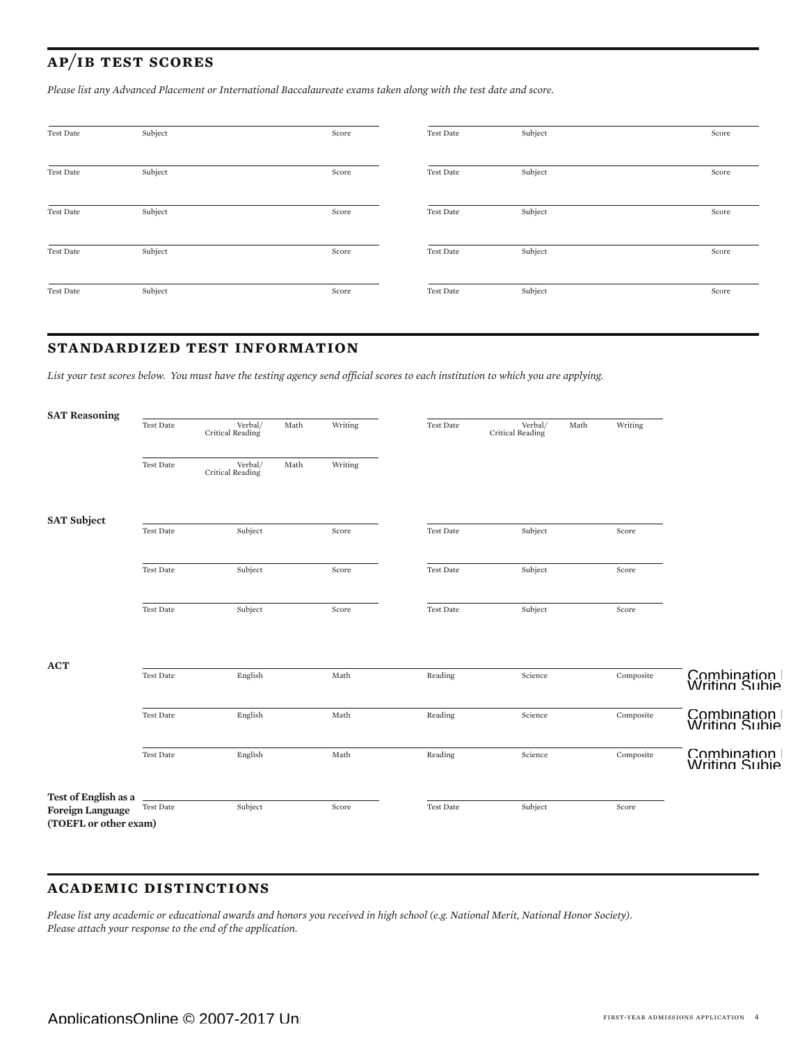## AP/IB TEST SCORES

*Please list any Advanced Placement or International Baccalaureate exams taken along with the test date and score.*

| Test Date | Subject | Score | Test Date | Subject | Score |
|---|---|---|---|---|---|
| | | | | | |
| | | | | | |
| | | | | | |
| | | | | | |
| | | | | | |

## STANDARDIZED TEST INFORMATION

*List your test scores below. You must have the testing agency send official scores to each institution to which you are applying.*

**SAT Reasoning**

| Test Date | Verbal/ Critical Reading | Math | Writing | Test Date | Verbal/ Critical Reading | Math | Writing |
|---|---|---|---|---|---|---|---|
| | | | | | | | |
| | | | | | | | |

**SAT Subject**

| Test Date | Subject | Score | Test Date | Subject | Score |
|---|---|---|---|---|---|
| | | | | | |
| | | | | | |
| | | | | | |

**ACT**

| Test Date | English | Math | Reading | Science | Composite | Combination English/Writing Subject |
|---|---|---|---|---|---|---|
| | | | | | | |
| | | | | | | |
| | | | | | | |

**Test of English as a Foreign Language (TOEFL or other exam)**

| Test Date | Subject | Score | Test Date | Subject | Score |
|---|---|---|---|---|---|
| | | | | | |

## ACADEMIC DISTINCTIONS

*Please list any academic or educational awards and honors you received in high school (e.g. National Merit, National Honor Society). Please attach your response to the end of the application.*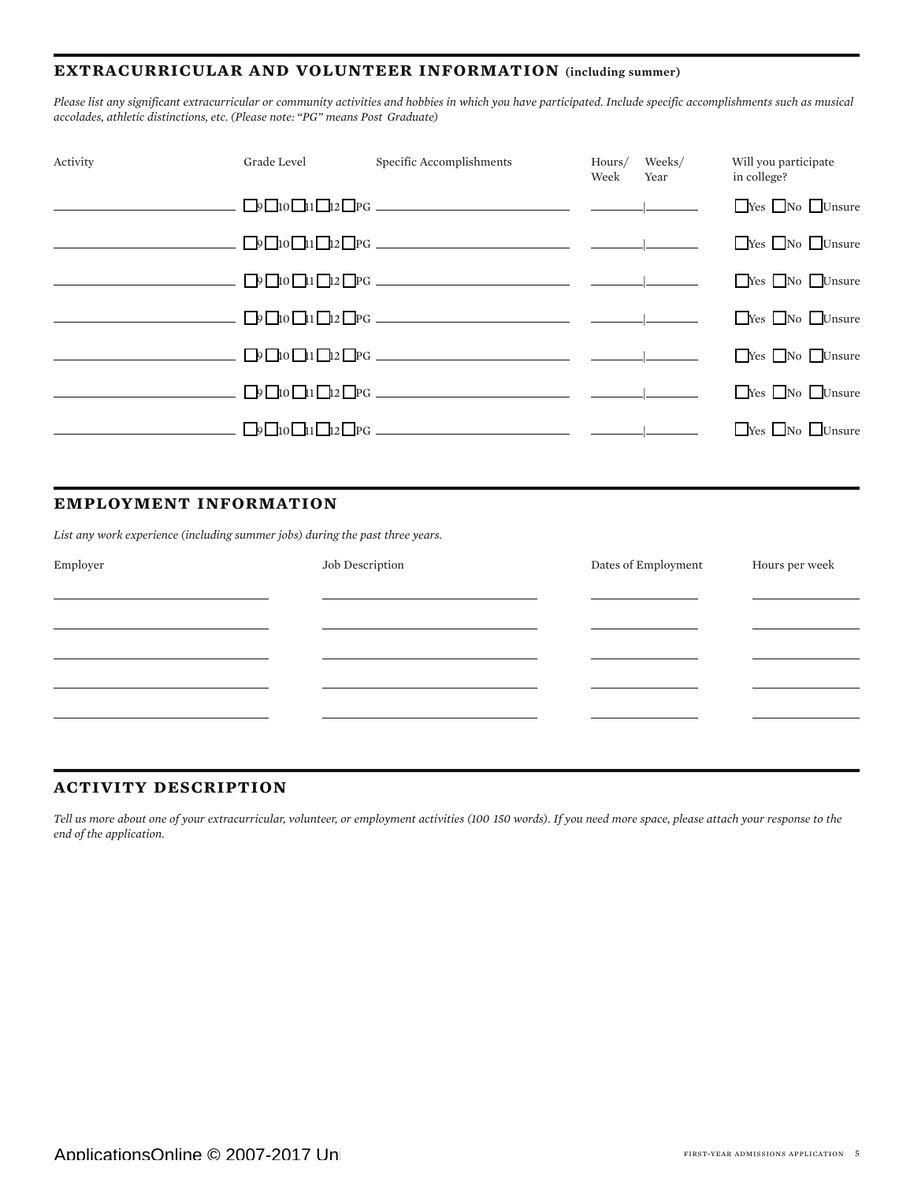## EXTRACURRICULAR AND VOLUNTEER INFORMATION (including summer)

*Please list any significant extracurricular or community activities and hobbies in which you have participated. Include specific accomplishments such as musical accolades, athletic distinctions, etc. (Please note: "PG" means Post Graduate)*

| Activity | Grade Level | Specific Accomplishments | Hours/ Week | Weeks/ Year | Will you participate in college? |
|---|---|---|---|---|---|
| | ☐9 ☐10 ☐11 ☐12 ☐PG | | | | ☐Yes ☐No ☐Unsure |
| | ☐9 ☐10 ☐11 ☐12 ☐PG | | | | ☐Yes ☐No ☐Unsure |
| | ☐9 ☐10 ☐11 ☐12 ☐PG | | | | ☐Yes ☐No ☐Unsure |
| | ☐9 ☐10 ☐11 ☐12 ☐PG | | | | ☐Yes ☐No ☐Unsure |
| | ☐9 ☐10 ☐11 ☐12 ☐PG | | | | ☐Yes ☐No ☐Unsure |
| | ☐9 ☐10 ☐11 ☐12 ☐PG | | | | ☐Yes ☐No ☐Unsure |
| | ☐9 ☐10 ☐11 ☐12 ☐PG | | | | ☐Yes ☐No ☐Unsure |

## EMPLOYMENT INFORMATION

*List any work experience (including summer jobs) during the past three years.*

| Employer | Job Description | Dates of Employment | Hours per week |
|---|---|---|---|
| | | | |
| | | | |
| | | | |
| | | | |
| | | | |

## ACTIVITY DESCRIPTION

*Tell us more about one of your extracurricular, volunteer, or employment activities (100 150 words). If you need more space, please attach your response to the end of the application.*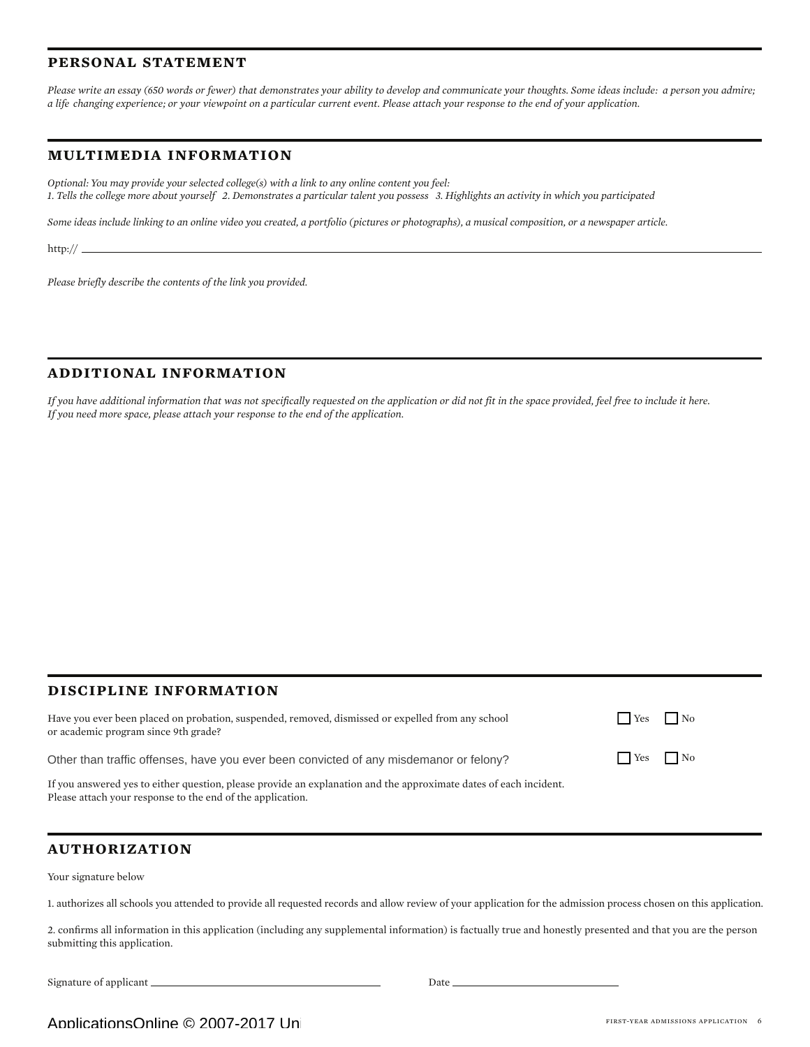## PERSONAL STATEMENT

*Please write an essay (650 words or fewer) that demonstrates your ability to develop and communicate your thoughts. Some ideas include: a person you admire; a life changing experience; or your viewpoint on a particular current event. Please attach your response to the end of your application.*

## MULTIMEDIA INFORMATION

*Optional: You may provide your selected college(s) with a link to any online content you feel:*
*1. Tells the college more about yourself 2. Demonstrates a particular talent you possess 3. Highlights an activity in which you participated*

*Some ideas include linking to an online video you created, a portfolio (pictures or photographs), a musical composition, or a newspaper article.*

http:// ______________________________________________

*Please briefly describe the contents of the link you provided.*

## ADDITIONAL INFORMATION

*If you have additional information that was not specifically requested on the application or did not fit in the space provided, feel free to include it here. If you need more space, please attach your response to the end of the application.*

## DISCIPLINE INFORMATION

Have you ever been placed on probation, suspended, removed, dismissed or expelled from any school or academic program since 9th grade? ☐ Yes ☐ No

Other than traffic offenses, have you ever been convicted of any misdemanor or felony? ☐ Yes ☐ No

If you answered yes to either question, please provide an explanation and the approximate dates of each incident. Please attach your response to the end of the application.

## AUTHORIZATION

Your signature below

1. authorizes all schools you attended to provide all requested records and allow review of your application for the admission process chosen on this application.

2. confirms all information in this application (including any supplemental information) is factually true and honestly presented and that you are the person submitting this application.

Signature of applicant ______________________ Date ______________

ApplicationsOnline © 2007-2017 Un